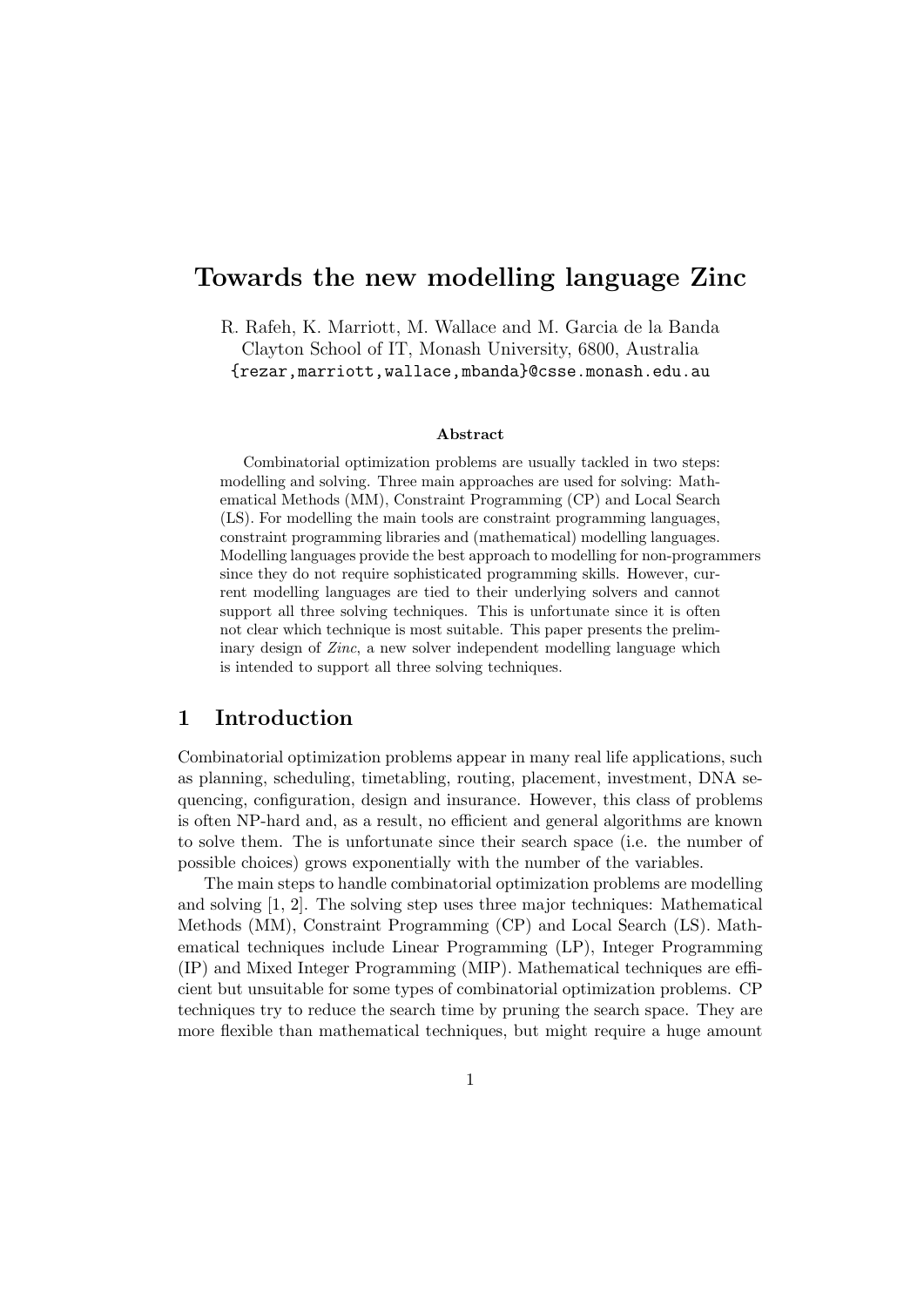# Towards the new modelling language Zinc

R. Rafeh, K. Marriott, M. Wallace and M. Garcia de la Banda
Clayton School of IT, Monash University, 6800, Australia
{rezar,marriott,wallace,mbanda}@csse.monash.edu.au

### Abstract

Combinatorial optimization problems are usually tackled in two steps: modelling and solving. Three main approaches are used for solving: Mathematical Methods (MM), Constraint Programming (CP) and Local Search (LS). For modelling the main tools are constraint programming languages, constraint programming libraries and (mathematical) modelling languages. Modelling languages provide the best approach to modelling for non-programmers since they do not require sophisticated programming skills. However, current modelling languages are tied to their underlying solvers and cannot support all three solving techniques. This is unfortunate since it is often not clear which technique is most suitable. This paper presents the preliminary design of *Zinc*, a new solver independent modelling language which is intended to support all three solving techniques.

## 1 Introduction

Combinatorial optimization problems appear in many real life applications, such as planning, scheduling, timetabling, routing, placement, investment, DNA sequencing, configuration, design and insurance. However, this class of problems is often NP-hard and, as a result, no efficient and general algorithms are known to solve them. The is unfortunate since their search space (i.e. the number of possible choices) grows exponentially with the number of the variables.

The main steps to handle combinatorial optimization problems are modelling and solving [1, 2]. The solving step uses three major techniques: Mathematical Methods (MM), Constraint Programming (CP) and Local Search (LS). Mathematical techniques include Linear Programming (LP), Integer Programming (IP) and Mixed Integer Programming (MIP). Mathematical techniques are efficient but unsuitable for some types of combinatorial optimization problems. CP techniques try to reduce the search time by pruning the search space. They are more flexible than mathematical techniques, but might require a huge amount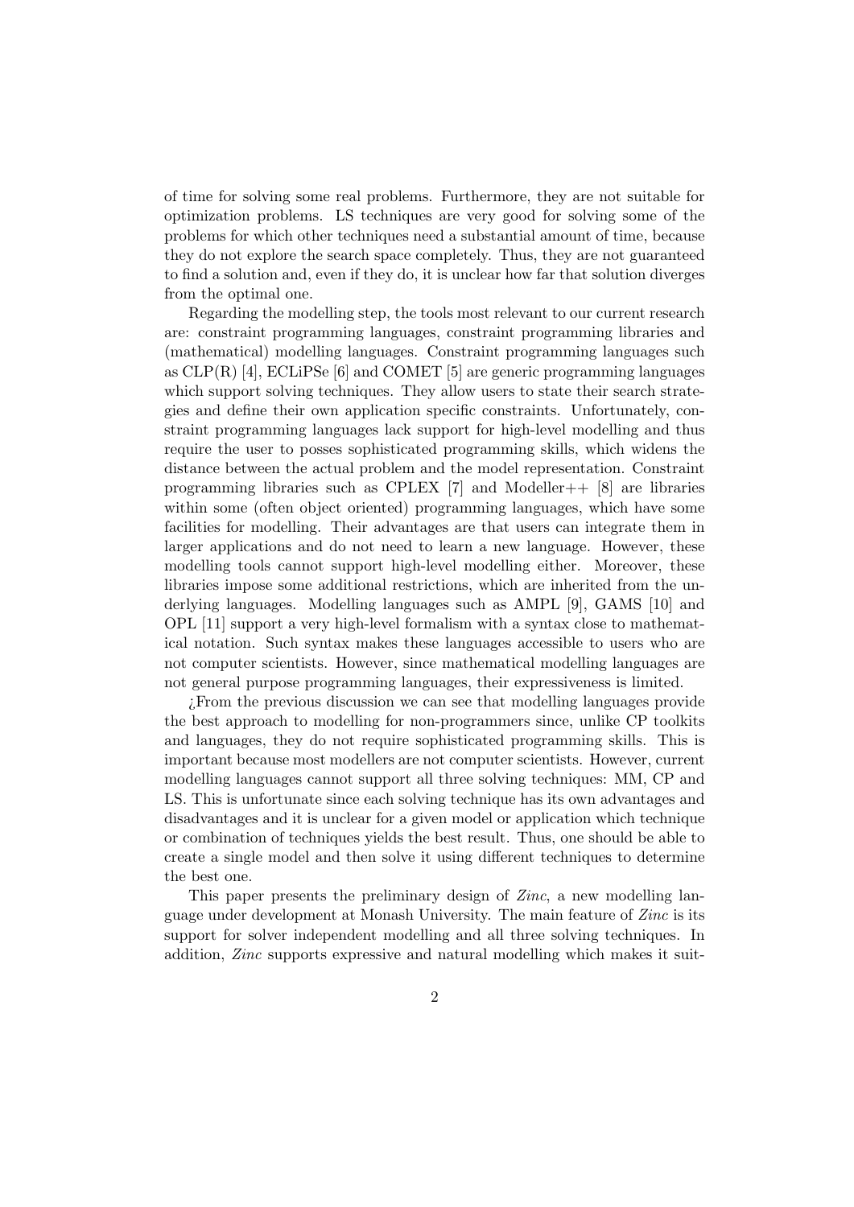of time for solving some real problems. Furthermore, they are not suitable for optimization problems. LS techniques are very good for solving some of the problems for which other techniques need a substantial amount of time, because they do not explore the search space completely. Thus, they are not guaranteed to find a solution and, even if they do, it is unclear how far that solution diverges from the optimal one.

Regarding the modelling step, the tools most relevant to our current research are: constraint programming languages, constraint programming libraries and (mathematical) modelling languages. Constraint programming languages such as CLP(R) [4], ECLiPSe [6] and COMET [5] are generic programming languages which support solving techniques. They allow users to state their search strategies and define their own application specific constraints. Unfortunately, constraint programming languages lack support for high-level modelling and thus require the user to posses sophisticated programming skills, which widens the distance between the actual problem and the model representation. Constraint programming libraries such as CPLEX [7] and Modeller++ [8] are libraries within some (often object oriented) programming languages, which have some facilities for modelling. Their advantages are that users can integrate them in larger applications and do not need to learn a new language. However, these modelling tools cannot support high-level modelling either. Moreover, these libraries impose some additional restrictions, which are inherited from the underlying languages. Modelling languages such as AMPL [9], GAMS [10] and OPL [11] support a very high-level formalism with a syntax close to mathematical notation. Such syntax makes these languages accessible to users who are not computer scientists. However, since mathematical modelling languages are not general purpose programming languages, their expressiveness is limited.

¿From the previous discussion we can see that modelling languages provide the best approach to modelling for non-programmers since, unlike CP toolkits and languages, they do not require sophisticated programming skills. This is important because most modellers are not computer scientists. However, current modelling languages cannot support all three solving techniques: MM, CP and LS. This is unfortunate since each solving technique has its own advantages and disadvantages and it is unclear for a given model or application which technique or combination of techniques yields the best result. Thus, one should be able to create a single model and then solve it using different techniques to determine the best one.

This paper presents the preliminary design of *Zinc*, a new modelling language under development at Monash University. The main feature of *Zinc* is its support for solver independent modelling and all three solving techniques. In addition, *Zinc* supports expressive and natural modelling which makes it suit-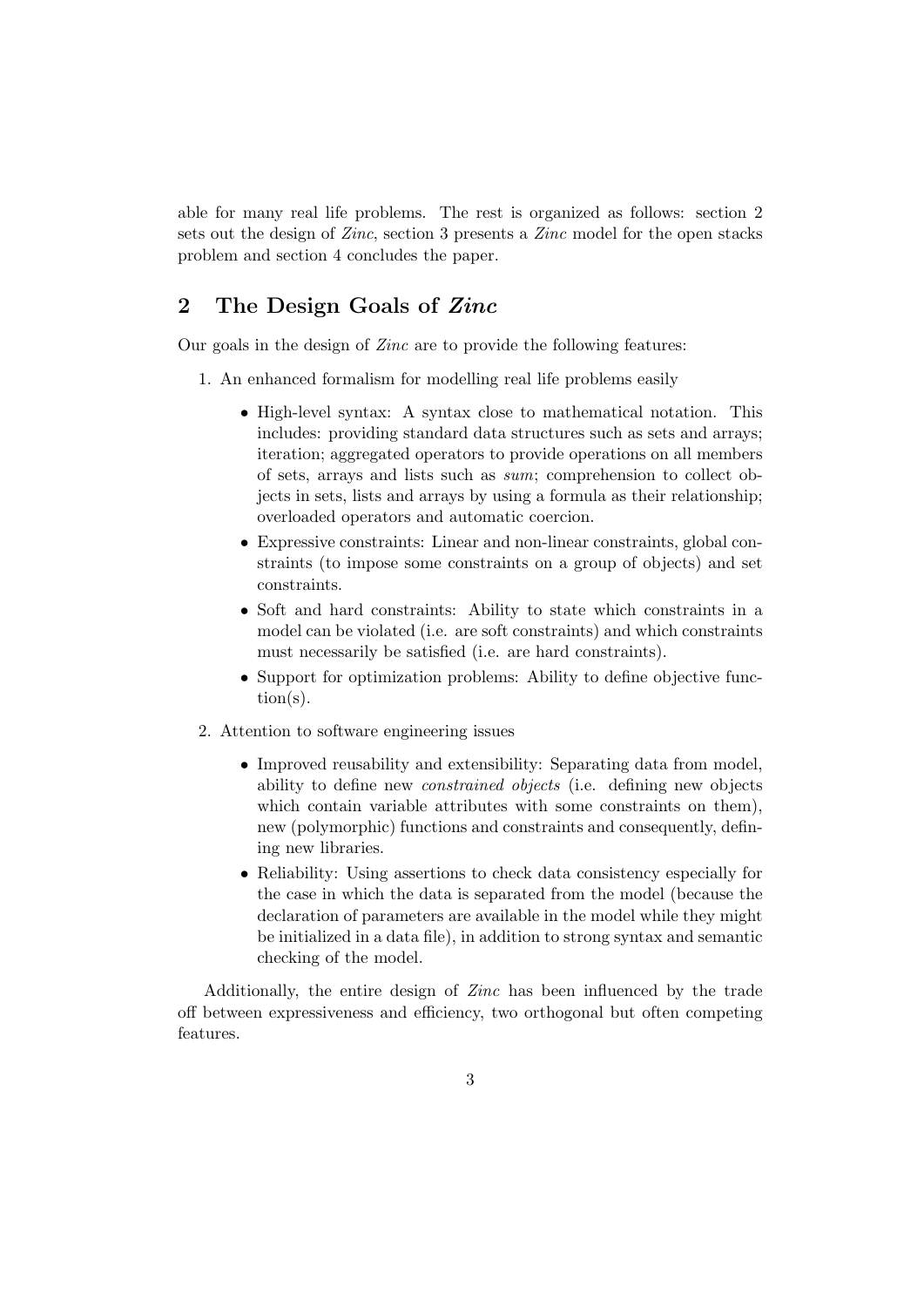able for many real life problems. The rest is organized as follows: section 2 sets out the design of *Zinc*, section 3 presents a *Zinc* model for the open stacks problem and section 4 concludes the paper.

## 2 The Design Goals of *Zinc*

Our goals in the design of *Zinc* are to provide the following features:

1. An enhanced formalism for modelling real life problems easily
   - High-level syntax: A syntax close to mathematical notation. This includes: providing standard data structures such as sets and arrays; iteration; aggregated operators to provide operations on all members of sets, arrays and lists such as *sum*; comprehension to collect objects in sets, lists and arrays by using a formula as their relationship; overloaded operators and automatic coercion.
   - Expressive constraints: Linear and non-linear constraints, global constraints (to impose some constraints on a group of objects) and set constraints.
   - Soft and hard constraints: Ability to state which constraints in a model can be violated (i.e. are soft constraints) and which constraints must necessarily be satisfied (i.e. are hard constraints).
   - Support for optimization problems: Ability to define objective function(s).
2. Attention to software engineering issues
   - Improved reusability and extensibility: Separating data from model, ability to define new *constrained objects* (i.e. defining new objects which contain variable attributes with some constraints on them), new (polymorphic) functions and constraints and consequently, defining new libraries.
   - Reliability: Using assertions to check data consistency especially for the case in which the data is separated from the model (because the declaration of parameters are available in the model while they might be initialized in a data file), in addition to strong syntax and semantic checking of the model.

Additionally, the entire design of *Zinc* has been influenced by the trade off between expressiveness and efficiency, two orthogonal but often competing features.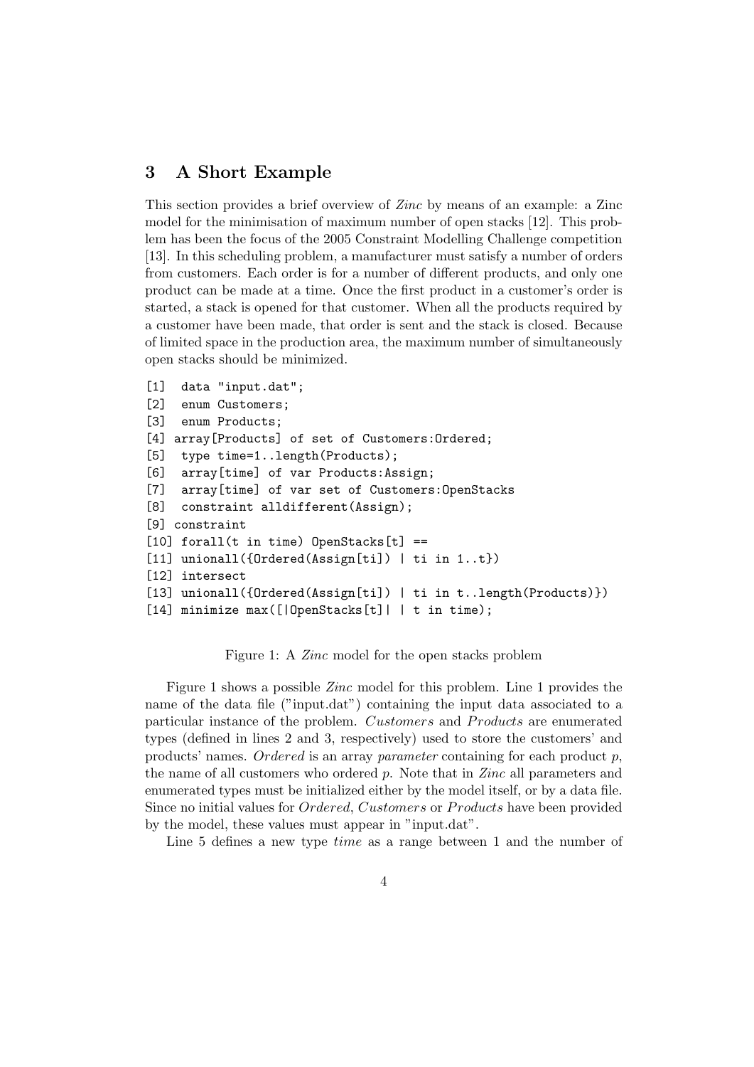## 3 A Short Example

This section provides a brief overview of *Zinc* by means of an example: a Zinc model for the minimisation of maximum number of open stacks [12]. This problem has been the focus of the 2005 Constraint Modelling Challenge competition [13]. In this scheduling problem, a manufacturer must satisfy a number of orders from customers. Each order is for a number of different products, and only one product can be made at a time. Once the first product in a customer's order is started, a stack is opened for that customer. When all the products required by a customer have been made, that order is sent and the stack is closed. Because of limited space in the production area, the maximum number of simultaneously open stacks should be minimized.

```
[1]  data "input.dat";
[2]  enum Customers;
[3]  enum Products;
[4] array[Products] of set of Customers:Ordered;
[5]  type time=1..length(Products);
[6]  array[time] of var Products:Assign;
[7]  array[time] of var set of Customers:OpenStacks
[8]  constraint alldifferent(Assign);
[9] constraint
[10] forall(t in time) OpenStacks[t] ==
[11] unionall({Ordered(Assign[ti]) | ti in 1..t})
[12] intersect
[13] unionall({Ordered(Assign[ti]) | ti in t..length(Products)})
[14] minimize max([|OpenStacks[t]| | t in time);
```

Figure 1: A *Zinc* model for the open stacks problem

Figure 1 shows a possible *Zinc* model for this problem. Line 1 provides the name of the data file ("input.dat") containing the input data associated to a particular instance of the problem. *Customers* and *Products* are enumerated types (defined in lines 2 and 3, respectively) used to store the customers' and products' names. *Ordered* is an array *parameter* containing for each product $p$, the name of all customers who ordered $p$. Note that in *Zinc* all parameters and enumerated types must be initialized either by the model itself, or by a data file. Since no initial values for *Ordered*, *Customers* or *Products* have been provided by the model, these values must appear in "input.dat".

Line 5 defines a new type *time* as a range between 1 and the number of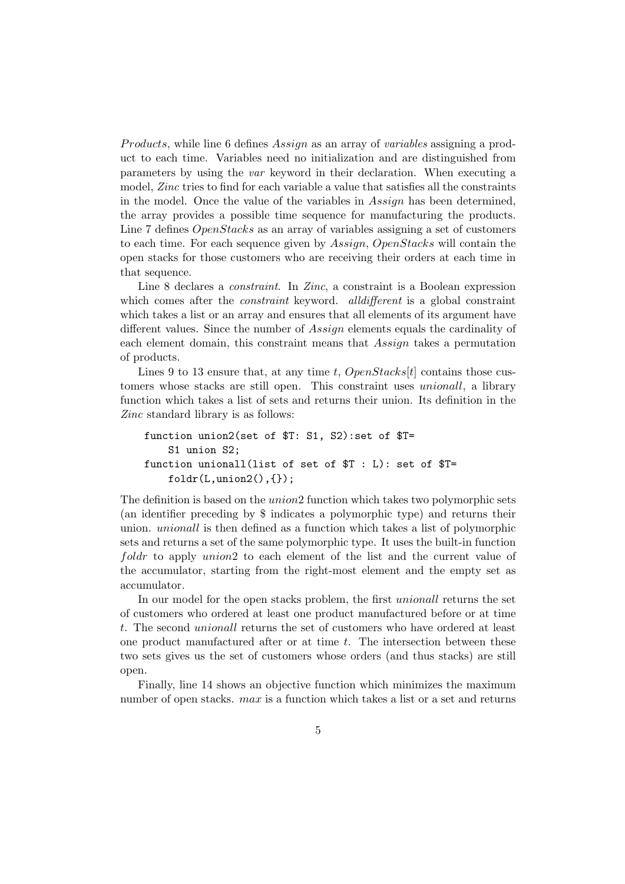*Products*, while line 6 defines *Assign* as an array of *variables* assigning a product to each time. Variables need no initialization and are distinguished from parameters by using the *var* keyword in their declaration. When executing a model, *Zinc* tries to find for each variable a value that satisfies all the constraints in the model. Once the value of the variables in *Assign* has been determined, the array provides a possible time sequence for manufacturing the products. Line 7 defines *OpenStacks* as an array of variables assigning a set of customers to each time. For each sequence given by *Assign*, *OpenStacks* will contain the open stacks for those customers who are receiving their orders at each time in that sequence.

Line 8 declares a *constraint*. In *Zinc*, a constraint is a Boolean expression which comes after the *constraint* keyword. *alldifferent* is a global constraint which takes a list or an array and ensures that all elements of its argument have different values. Since the number of *Assign* elements equals the cardinality of each element domain, this constraint means that *Assign* takes a permutation of products.

Lines 9 to 13 ensure that, at any time $t$, $OpenStacks[t]$ contains those customers whose stacks are still open. This constraint uses *unionall*, a library function which takes a list of sets and returns their union. Its definition in the *Zinc* standard library is as follows:

```
function union2(set of $T: S1, S2):set of $T=
    S1 union S2;
function unionall(list of set of $T : L): set of $T=
    foldr(L,union2(),{});
```

The definition is based on the *union*2 function which takes two polymorphic sets (an identifier preceding by $ indicates a polymorphic type) and returns their union. *unionall* is then defined as a function which takes a list of polymorphic sets and returns a set of the same polymorphic type. It uses the built-in function *foldr* to apply *union*2 to each element of the list and the current value of the accumulator, starting from the right-most element and the empty set as accumulator.

In our model for the open stacks problem, the first *unionall* returns the set of customers who ordered at least one product manufactured before or at time $t$. The second *unionall* returns the set of customers who have ordered at least one product manufactured after or at time $t$. The intersection between these two sets gives us the set of customers whose orders (and thus stacks) are still open.

Finally, line 14 shows an objective function which minimizes the maximum number of open stacks. *max* is a function which takes a list or a set and returns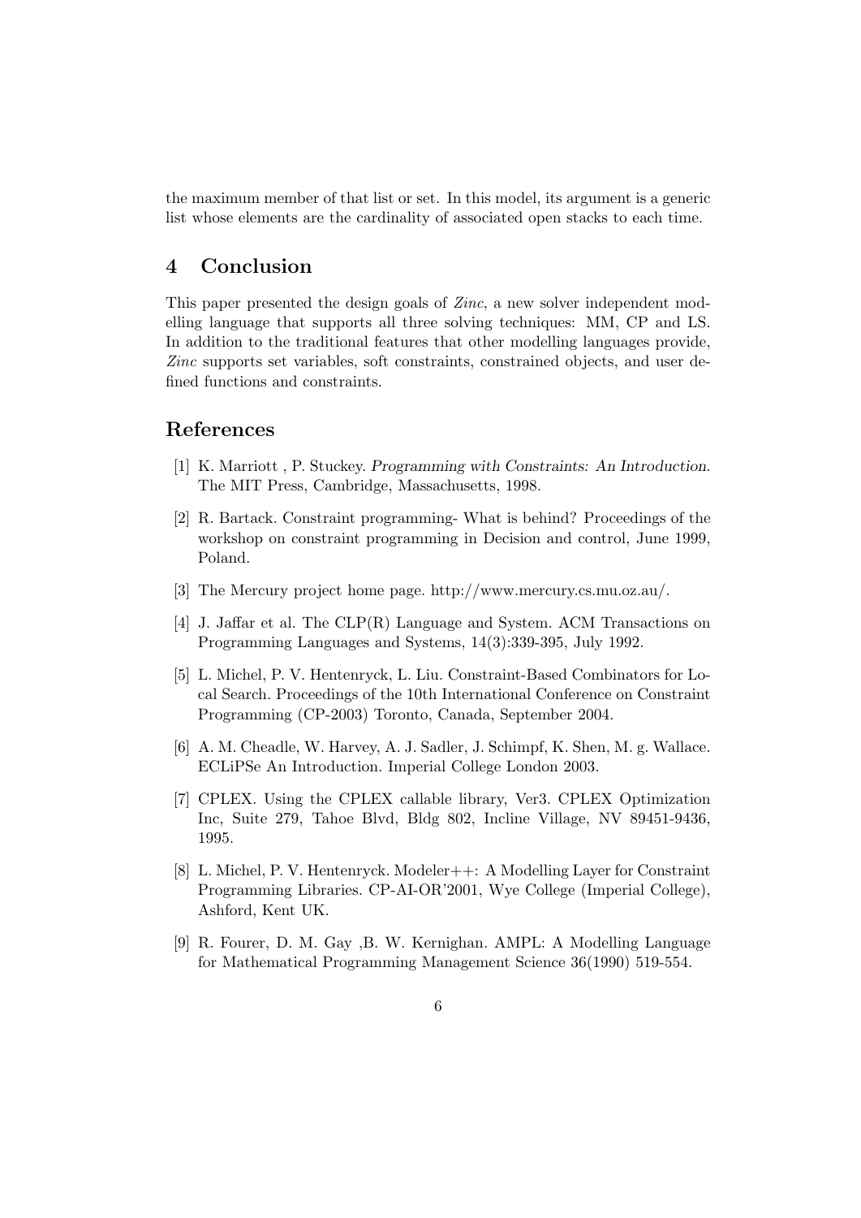the maximum member of that list or set. In this model, its argument is a generic list whose elements are the cardinality of associated open stacks to each time.

## 4 Conclusion

This paper presented the design goals of *Zinc*, a new solver independent modelling language that supports all three solving techniques: MM, CP and LS. In addition to the traditional features that other modelling languages provide, *Zinc* supports set variables, soft constraints, constrained objects, and user defined functions and constraints.

## References

[1] K. Marriott , P. Stuckey. *Programming with Constraints: An Introduction*. The MIT Press, Cambridge, Massachusetts, 1998.

[2] R. Bartack. Constraint programming- What is behind? Proceedings of the workshop on constraint programming in Decision and control, June 1999, Poland.

[3] The Mercury project home page. http://www.mercury.cs.mu.oz.au/.

[4] J. Jaffar et al. The CLP(R) Language and System. ACM Transactions on Programming Languages and Systems, 14(3):339-395, July 1992.

[5] L. Michel, P. V. Hentenryck, L. Liu. Constraint-Based Combinators for Local Search. Proceedings of the 10th International Conference on Constraint Programming (CP-2003) Toronto, Canada, September 2004.

[6] A. M. Cheadle, W. Harvey, A. J. Sadler, J. Schimpf, K. Shen, M. g. Wallace. ECLiPSe An Introduction. Imperial College London 2003.

[7] CPLEX. Using the CPLEX callable library, Ver3. CPLEX Optimization Inc, Suite 279, Tahoe Blvd, Bldg 802, Incline Village, NV 89451-9436, 1995.

[8] L. Michel, P. V. Hentenryck. Modeler++: A Modelling Layer for Constraint Programming Libraries. CP-AI-OR'2001, Wye College (Imperial College), Ashford, Kent UK.

[9] R. Fourer, D. M. Gay ,B. W. Kernighan. AMPL: A Modelling Language for Mathematical Programming Management Science 36(1990) 519-554.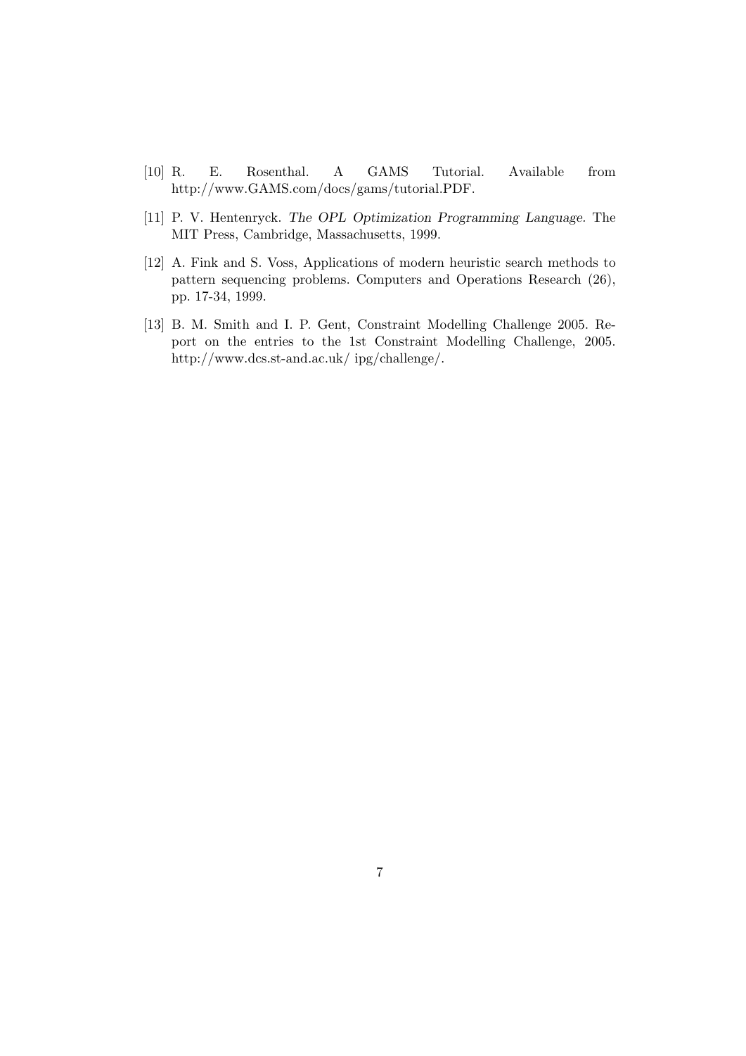[10] R. E. Rosenthal. A GAMS Tutorial. Available from http://www.GAMS.com/docs/gams/tutorial.PDF.

[11] P. V. Hentenryck. *The OPL Optimization Programming Language*. The MIT Press, Cambridge, Massachusetts, 1999.

[12] A. Fink and S. Voss, Applications of modern heuristic search methods to pattern sequencing problems. Computers and Operations Research (26), pp. 17-34, 1999.

[13] B. M. Smith and I. P. Gent, Constraint Modelling Challenge 2005. Report on the entries to the 1st Constraint Modelling Challenge, 2005. http://www.dcs.st-and.ac.uk/ ipg/challenge/.